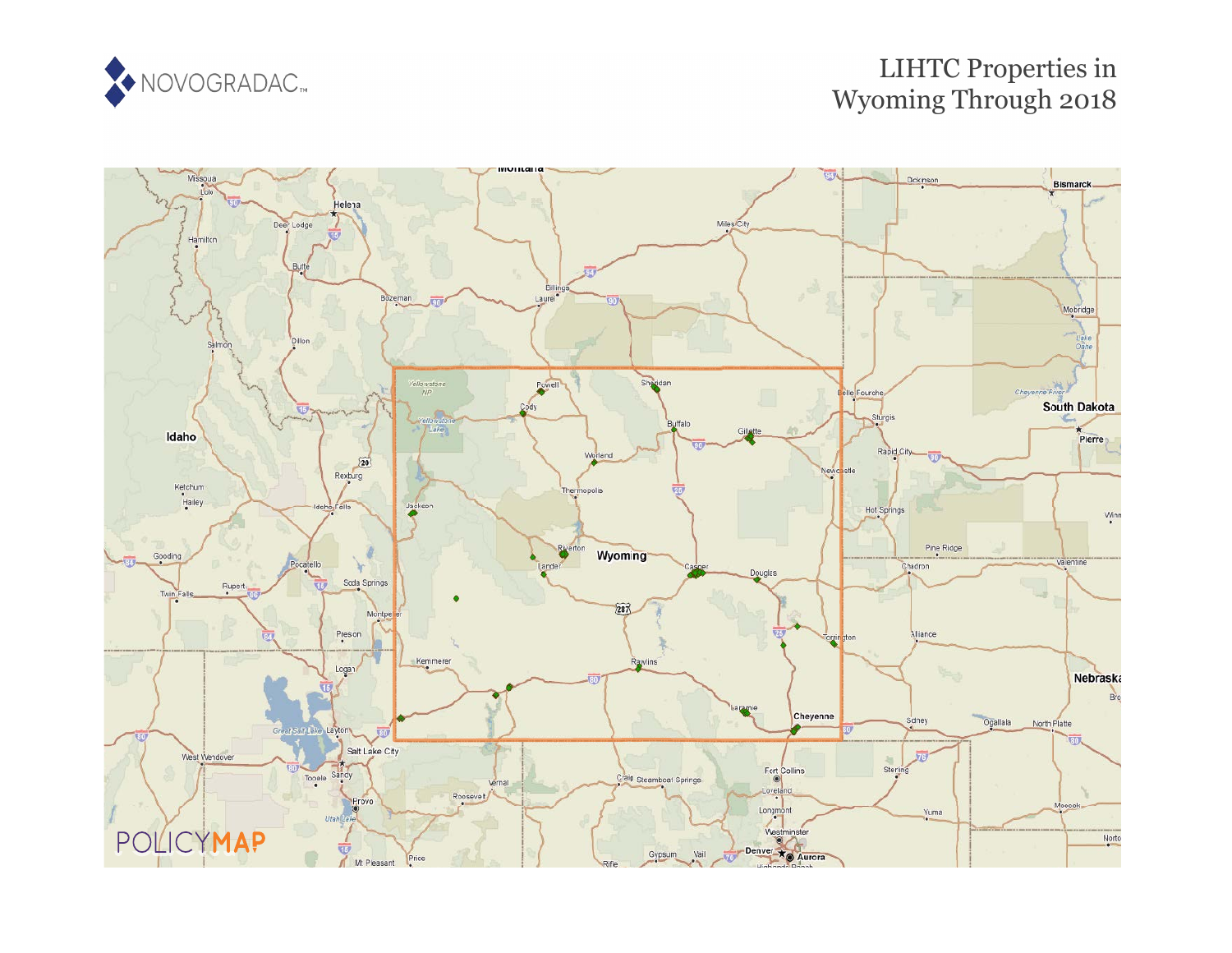# LIHTC Properties in Wyoming Through 2018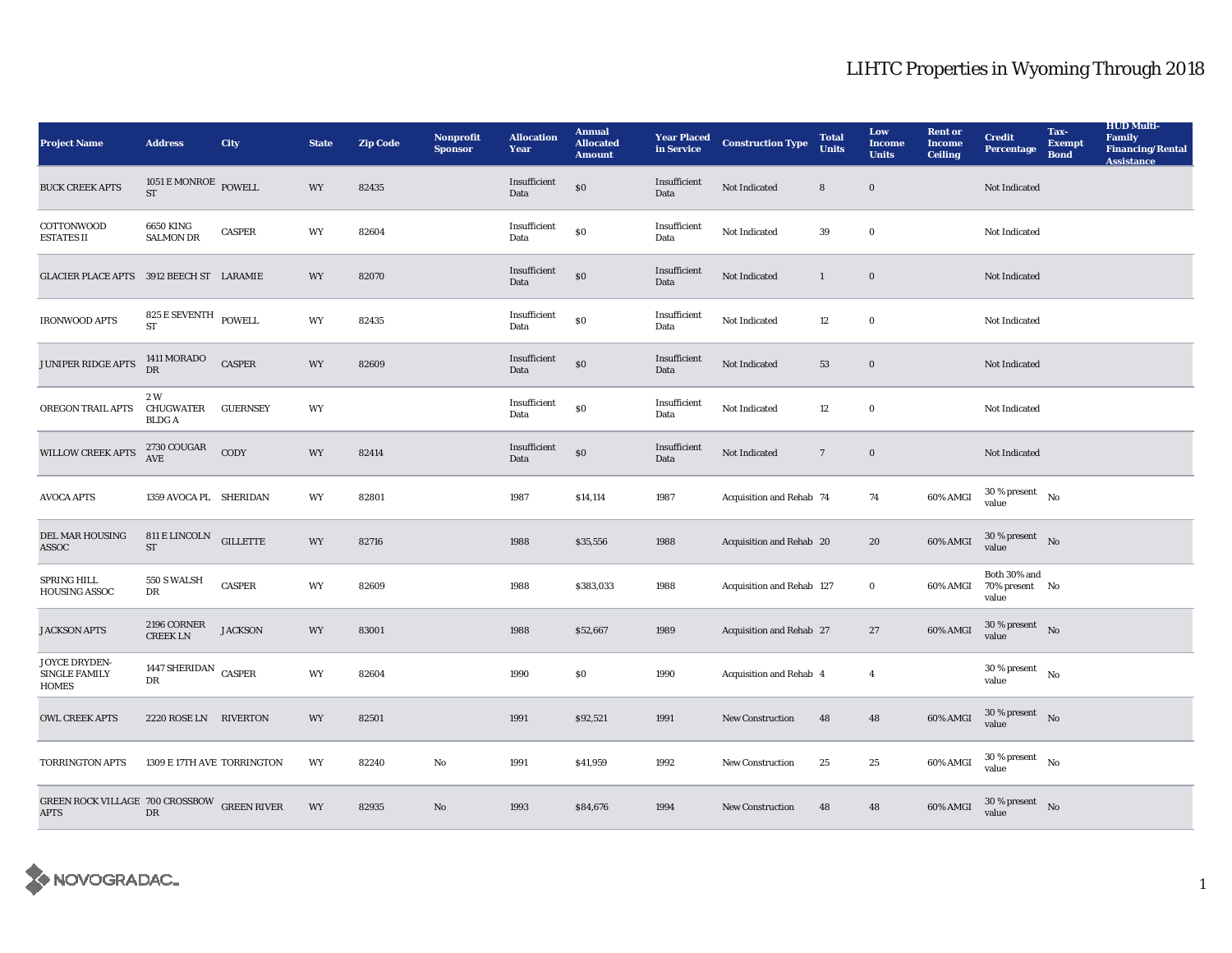# LIHTC Properties in Wyoming Through 2018

| Project Name | Address | City | State | Zip Code | Nonprofit Sponsor | Allocation Year | Annual Allocated Amount | Year Placed in Service | Construction Type | Total Units | Low Income Units | Rent or Income Ceiling | Credit Percentage | Tax-Exempt Bond | HUD Multi-Family Financing/Rental Assistance |
|---|---|---|---|---|---|---|---|---|---|---|---|---|---|---|---|
| BUCK CREEK APTS | 1051 E MONROE ST | POWELL | WY | 82435 | | Insufficient Data | $0 | Insufficient Data | Not Indicated | 8 | 0 | | Not Indicated | | |
| COTTONWOOD ESTATES II | 6650 KING SALMON DR | CASPER | WY | 82604 | | Insufficient Data | $0 | Insufficient Data | Not Indicated | 39 | 0 | | Not Indicated | | |
| GLACIER PLACE APTS | 3912 BEECH ST | LARAMIE | WY | 82070 | | Insufficient Data | $0 | Insufficient Data | Not Indicated | 1 | 0 | | Not Indicated | | |
| IRONWOOD APTS | 825 E SEVENTH ST | POWELL | WY | 82435 | | Insufficient Data | $0 | Insufficient Data | Not Indicated | 12 | 0 | | Not Indicated | | |
| JUNIPER RIDGE APTS | 1411 MORADO DR | CASPER | WY | 82609 | | Insufficient Data | $0 | Insufficient Data | Not Indicated | 53 | 0 | | Not Indicated | | |
| OREGON TRAIL APTS | 2 W CHUGWATER BLDG A | GUERNSEY | WY | | | Insufficient Data | $0 | Insufficient Data | Not Indicated | 12 | 0 | | Not Indicated | | |
| WILLOW CREEK APTS | 2730 COUGAR AVE | CODY | WY | 82414 | | Insufficient Data | $0 | Insufficient Data | Not Indicated | 7 | 0 | | Not Indicated | | |
| AVOCA APTS | 1359 AVOCA PL | SHERIDAN | WY | 82801 | | 1987 | $14,114 | 1987 | Acquisition and Rehab | 74 | 74 | 60% AMGI | 30 % present value | No | |
| DEL MAR HOUSING ASSOC | 811 E LINCOLN ST | GILLETTE | WY | 82716 | | 1988 | $35,556 | 1988 | Acquisition and Rehab | 20 | 20 | 60% AMGI | 30 % present value | No | |
| SPRING HILL HOUSING ASSOC | 550 S WALSH DR | CASPER | WY | 82609 | | 1988 | $383,033 | 1988 | Acquisition and Rehab | 127 | 0 | 60% AMGI | Both 30% and 70% present value | No | |
| JACKSON APTS | 2196 CORNER CREEK LN | JACKSON | WY | 83001 | | 1988 | $52,667 | 1989 | Acquisition and Rehab | 27 | 27 | 60% AMGI | 30 % present value | No | |
| JOYCE DRYDEN-SINGLE FAMILY HOMES | 1447 SHERIDAN DR | CASPER | WY | 82604 | | 1990 | $0 | 1990 | Acquisition and Rehab | 4 | 4 | | 30 % present value | No | |
| OWL CREEK APTS | 2220 ROSE LN | RIVERTON | WY | 82501 | | 1991 | $92,521 | 1991 | New Construction | 48 | 48 | 60% AMGI | 30 % present value | No | |
| TORRINGTON APTS | 1309 E 17TH AVE | TORRINGTON | WY | 82240 | No | 1991 | $41,959 | 1992 | New Construction | 25 | 25 | 60% AMGI | 30 % present value | No | |
| GREEN ROCK VILLAGE APTS | 700 CROSSBOW DR | GREEN RIVER | WY | 82935 | No | 1993 | $84,676 | 1994 | New Construction | 48 | 48 | 60% AMGI | 30 % present value | No | |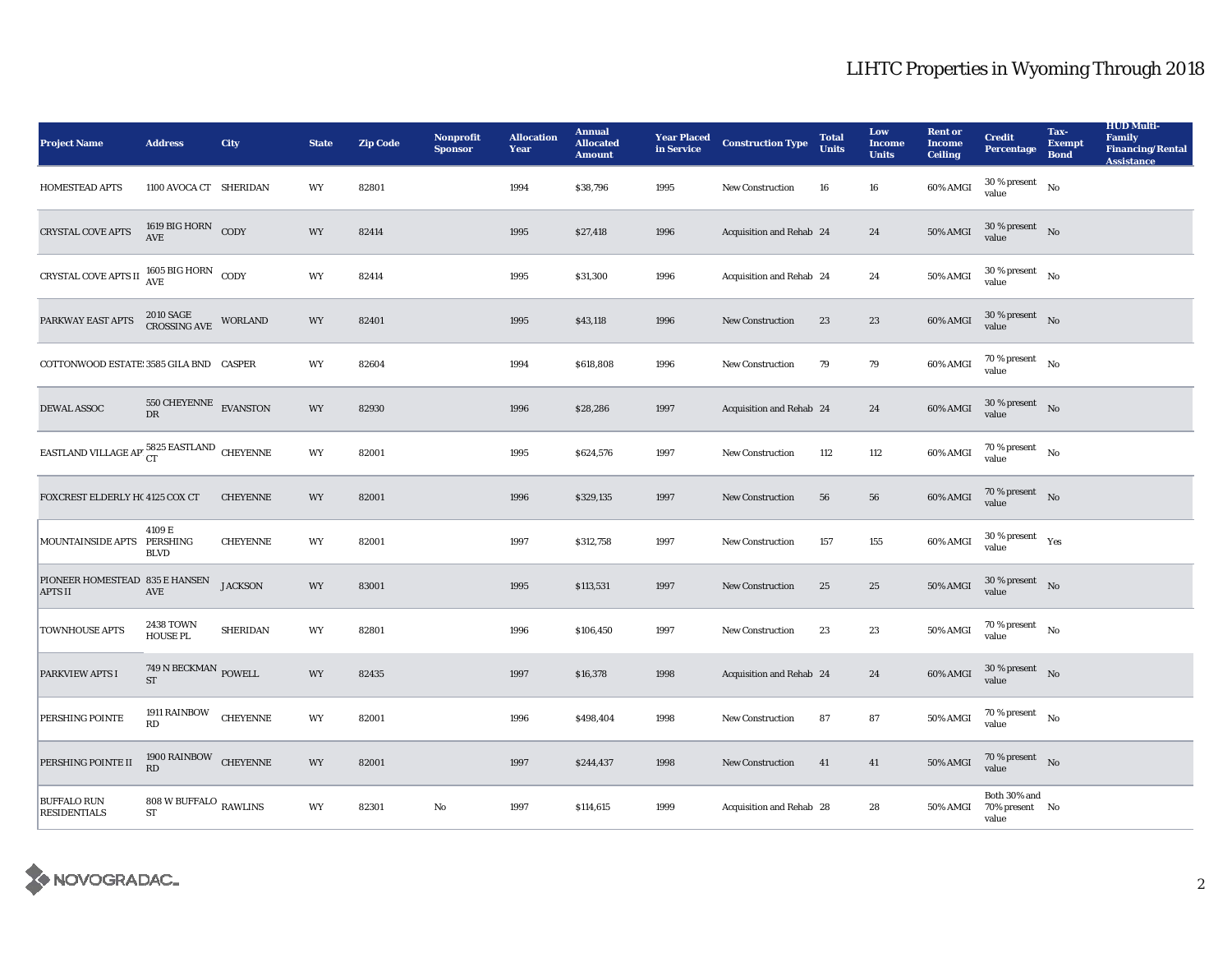# LIHTC Properties in Wyoming Through 2018

| Project Name | Address | City | State | Zip Code | Nonprofit Sponsor | Allocation Year | Annual Allocated Amount | Year Placed in Service | Construction Type | Total Units | Low Income Units | Rent or Income Ceiling | Credit Percentage | Tax-Exempt Bond | HUD Multi-Family Financing/Rental Assistance |
|---|---|---|---|---|---|---|---|---|---|---|---|---|---|---|---|
| HOMESTEAD APTS | 1100 AVOCA CT | SHERIDAN | WY | 82801 | | 1994 | $38,796 | 1995 | New Construction | 16 | 16 | 60% AMGI | 30 % present value | No | |
| CRYSTAL COVE APTS | 1619 BIG HORN AVE | CODY | WY | 82414 | | 1995 | $27,418 | 1996 | Acquisition and Rehab | 24 | 24 | 50% AMGI | 30 % present value | No | |
| CRYSTAL COVE APTS II | 1605 BIG HORN AVE | CODY | WY | 82414 | | 1995 | $31,300 | 1996 | Acquisition and Rehab | 24 | 24 | 50% AMGI | 30 % present value | No | |
| PARKWAY EAST APTS | 2010 SAGE CROSSING AVE | WORLAND | WY | 82401 | | 1995 | $43,118 | 1996 | New Construction | 23 | 23 | 60% AMGI | 30 % present value | No | |
| COTTONWOOD ESTATES | 3585 GILA BND | CASPER | WY | 82604 | | 1994 | $618,808 | 1996 | New Construction | 79 | 79 | 60% AMGI | 70 % present value | No | |
| DEWAL ASSOC | 550 CHEYENNE DR | EVANSTON | WY | 82930 | | 1996 | $28,286 | 1997 | Acquisition and Rehab | 24 | 24 | 60% AMGI | 30 % present value | No | |
| EASTLAND VILLAGE AP | 5825 EASTLAND CT | CHEYENNE | WY | 82001 | | 1995 | $624,576 | 1997 | New Construction | 112 | 112 | 60% AMGI | 70 % present value | No | |
| FOXCREST ELDERLY H( | 4125 COX CT | CHEYENNE | WY | 82001 | | 1996 | $329,135 | 1997 | New Construction | 56 | 56 | 60% AMGI | 70 % present value | No | |
| MOUNTAINSIDE APTS | 4109 E PERSHING BLVD | CHEYENNE | WY | 82001 | | 1997 | $312,758 | 1997 | New Construction | 157 | 155 | 60% AMGI | 30 % present value | Yes | |
| PIONEER HOMESTEAD APTS II | 835 E HANSEN AVE | JACKSON | WY | 83001 | | 1995 | $113,531 | 1997 | New Construction | 25 | 25 | 50% AMGI | 30 % present value | No | |
| TOWNHOUSE APTS | 2438 TOWN HOUSE PL | SHERIDAN | WY | 82801 | | 1996 | $106,450 | 1997 | New Construction | 23 | 23 | 50% AMGI | 70 % present value | No | |
| PARKVIEW APTS I | 749 N BECKMAN ST | POWELL | WY | 82435 | | 1997 | $16,378 | 1998 | Acquisition and Rehab | 24 | 24 | 60% AMGI | 30 % present value | No | |
| PERSHING POINTE | 1911 RAINBOW RD | CHEYENNE | WY | 82001 | | 1996 | $498,404 | 1998 | New Construction | 87 | 87 | 50% AMGI | 70 % present value | No | |
| PERSHING POINTE II | 1900 RAINBOW RD | CHEYENNE | WY | 82001 | | 1997 | $244,437 | 1998 | New Construction | 41 | 41 | 50% AMGI | 70 % present value | No | |
| BUFFALO RUN RESIDENTIALS | 808 W BUFFALO ST | RAWLINS | WY | 82301 | No | 1997 | $114,615 | 1999 | Acquisition and Rehab | 28 | 28 | 50% AMGI | Both 30% and 70% present value | No | |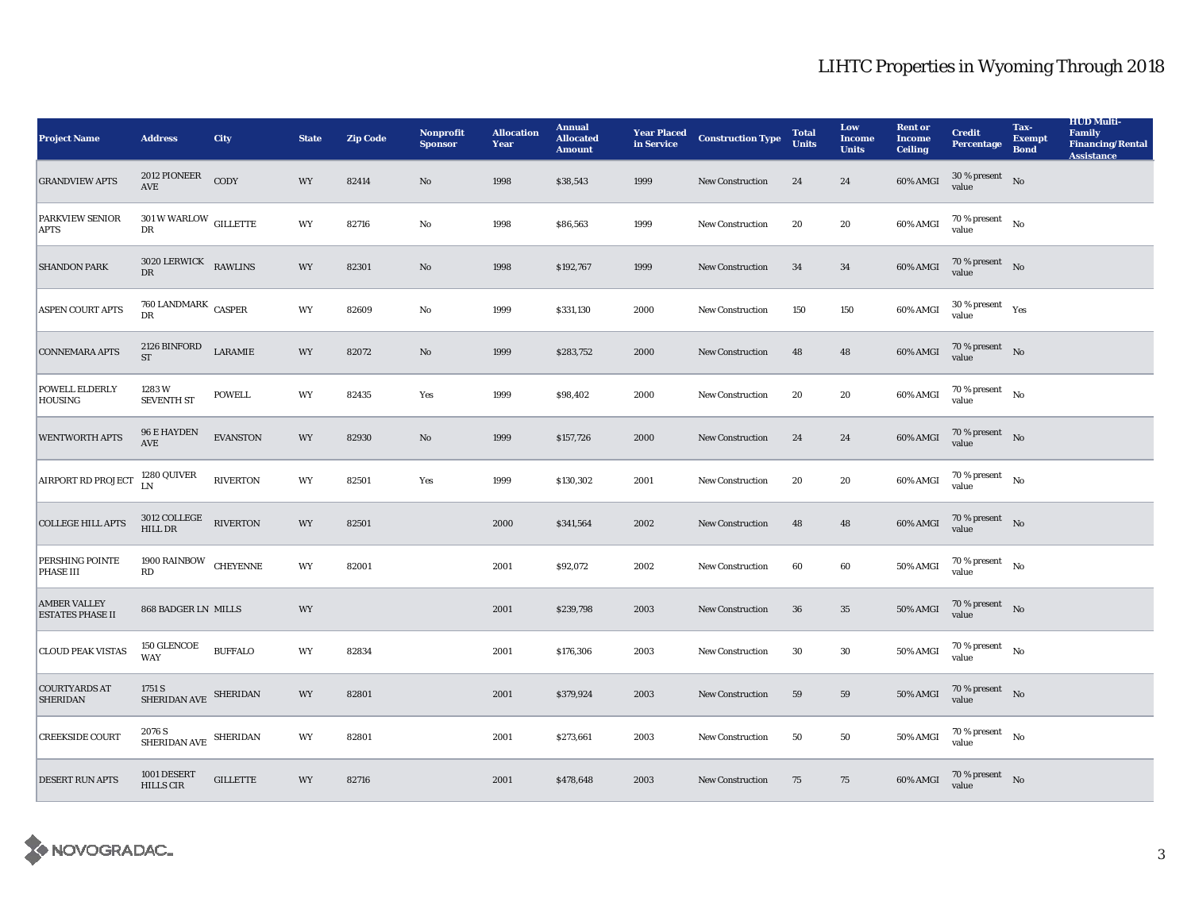# LIHTC Properties in Wyoming Through 2018

| Project Name | Address | City | State | Zip Code | Nonprofit Sponsor | Allocation Year | Annual Allocated Amount | Year Placed in Service | Construction Type | Total Units | Low Income Units | Rent or Income Ceiling | Credit Percentage | Tax-Exempt Bond | HUD Multi-Family Financing/Rental Assistance |
|---|---|---|---|---|---|---|---|---|---|---|---|---|---|---|---|
| GRANDVIEW APTS | 2012 PIONEER AVE | CODY | WY | 82414 | No | 1998 | $38,543 | 1999 | New Construction | 24 | 24 | 60% AMGI | 30 % present value | No | |
| PARKVIEW SENIOR APTS | 301 W WARLOW DR | GILLETTE | WY | 82716 | No | 1998 | $86,563 | 1999 | New Construction | 20 | 20 | 60% AMGI | 70 % present value | No | |
| SHANDON PARK | 3020 LERWICK DR | RAWLINS | WY | 82301 | No | 1998 | $192,767 | 1999 | New Construction | 34 | 34 | 60% AMGI | 70 % present value | No | |
| ASPEN COURT APTS | 760 LANDMARK DR | CASPER | WY | 82609 | No | 1999 | $331,130 | 2000 | New Construction | 150 | 150 | 60% AMGI | 30 % present value | Yes | |
| CONNEMARA APTS | 2126 BINFORD ST | LARAMIE | WY | 82072 | No | 1999 | $283,752 | 2000 | New Construction | 48 | 48 | 60% AMGI | 70 % present value | No | |
| POWELL ELDERLY HOUSING | 1283 W SEVENTH ST | POWELL | WY | 82435 | Yes | 1999 | $98,402 | 2000 | New Construction | 20 | 20 | 60% AMGI | 70 % present value | No | |
| WENTWORTH APTS | 96 E HAYDEN AVE | EVANSTON | WY | 82930 | No | 1999 | $157,726 | 2000 | New Construction | 24 | 24 | 60% AMGI | 70 % present value | No | |
| AIRPORT RD PROJECT | 1280 QUIVER LN | RIVERTON | WY | 82501 | Yes | 1999 | $130,302 | 2001 | New Construction | 20 | 20 | 60% AMGI | 70 % present value | No | |
| COLLEGE HILL APTS | 3012 COLLEGE HILL DR | RIVERTON | WY | 82501 | | 2000 | $341,564 | 2002 | New Construction | 48 | 48 | 60% AMGI | 70 % present value | No | |
| PERSHING POINTE PHASE III | 1900 RAINBOW RD | CHEYENNE | WY | 82001 | | 2001 | $92,072 | 2002 | New Construction | 60 | 60 | 50% AMGI | 70 % present value | No | |
| AMBER VALLEY ESTATES PHASE II | 868 BADGER LN | MILLS | WY | | | 2001 | $239,798 | 2003 | New Construction | 36 | 35 | 50% AMGI | 70 % present value | No | |
| CLOUD PEAK VISTAS | 150 GLENCOE WAY | BUFFALO | WY | 82834 | | 2001 | $176,306 | 2003 | New Construction | 30 | 30 | 50% AMGI | 70 % present value | No | |
| COURTYARDS AT SHERIDAN | 1751 S SHERIDAN AVE | SHERIDAN | WY | 82801 | | 2001 | $379,924 | 2003 | New Construction | 59 | 59 | 50% AMGI | 70 % present value | No | |
| CREEKSIDE COURT | 2076 S SHERIDAN AVE | SHERIDAN | WY | 82801 | | 2001 | $273,661 | 2003 | New Construction | 50 | 50 | 50% AMGI | 70 % present value | No | |
| DESERT RUN APTS | 1001 DESERT HILLS CIR | GILLETTE | WY | 82716 | | 2001 | $478,648 | 2003 | New Construction | 75 | 75 | 60% AMGI | 70 % present value | No | |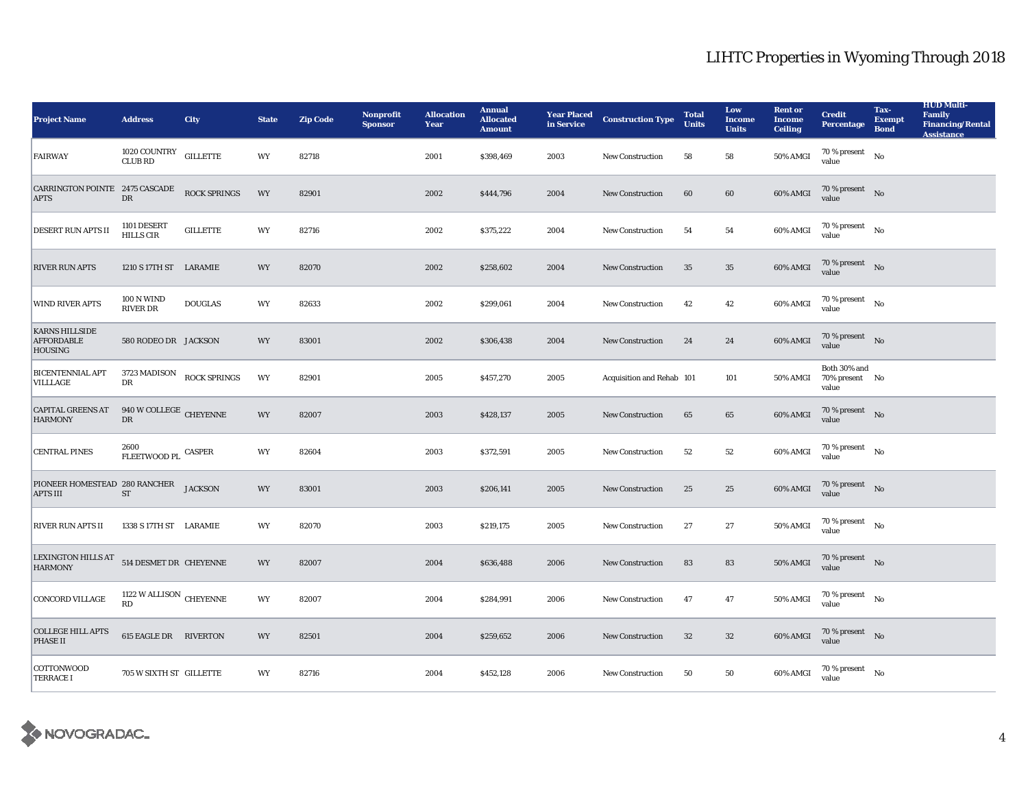# LIHTC Properties in Wyoming Through 2018

| Project Name | Address | City | State | Zip Code | Nonprofit Sponsor | Allocation Year | Annual Allocated Amount | Year Placed in Service | Construction Type | Total Units | Low Income Units | Rent or Income Ceiling | Credit Percentage | Tax-Exempt Bond | HUD Multi-Family Financing/Rental Assistance |
|---|---|---|---|---|---|---|---|---|---|---|---|---|---|---|---|
| FAIRWAY | 1020 COUNTRY CLUB RD | GILLETTE | WY | 82718 | | 2001 | $398,469 | 2003 | New Construction | 58 | 58 | 50% AMGI | 70 % present value | No | |
| CARRINGTON POINTE APTS | 2475 CASCADE DR | ROCK SPRINGS | WY | 82901 | | 2002 | $444,796 | 2004 | New Construction | 60 | 60 | 60% AMGI | 70 % present value | No | |
| DESERT RUN APTS II | 1101 DESERT HILLS CIR | GILLETTE | WY | 82716 | | 2002 | $375,222 | 2004 | New Construction | 54 | 54 | 60% AMGI | 70 % present value | No | |
| RIVER RUN APTS | 1210 S 17TH ST | LARAMIE | WY | 82070 | | 2002 | $258,602 | 2004 | New Construction | 35 | 35 | 60% AMGI | 70 % present value | No | |
| WIND RIVER APTS | 100 N WIND RIVER DR | DOUGLAS | WY | 82633 | | 2002 | $299,061 | 2004 | New Construction | 42 | 42 | 60% AMGI | 70 % present value | No | |
| KARNS HILLSIDE AFFORDABLE HOUSING | 580 RODEO DR | JACKSON | WY | 83001 | | 2002 | $306,438 | 2004 | New Construction | 24 | 24 | 60% AMGI | 70 % present value | No | |
| BICENTENNIAL APT VILLLAGE | 3723 MADISON DR | ROCK SPRINGS | WY | 82901 | | 2005 | $457,270 | 2005 | Acquisition and Rehab | 101 | 101 | 50% AMGI | Both 30% and 70% present value | No | |
| CAPITAL GREENS AT HARMONY | 940 W COLLEGE DR | CHEYENNE | WY | 82007 | | 2003 | $428,137 | 2005 | New Construction | 65 | 65 | 60% AMGI | 70 % present value | No | |
| CENTRAL PINES | 2600 FLEETWOOD PL | CASPER | WY | 82604 | | 2003 | $372,591 | 2005 | New Construction | 52 | 52 | 60% AMGI | 70 % present value | No | |
| PIONEER HOMESTEAD APTS III | 280 RANCHER ST | JACKSON | WY | 83001 | | 2003 | $206,141 | 2005 | New Construction | 25 | 25 | 60% AMGI | 70 % present value | No | |
| RIVER RUN APTS II | 1338 S 17TH ST | LARAMIE | WY | 82070 | | 2003 | $219,175 | 2005 | New Construction | 27 | 27 | 50% AMGI | 70 % present value | No | |
| LEXINGTON HILLS AT HARMONY | 514 DESMET DR | CHEYENNE | WY | 82007 | | 2004 | $636,488 | 2006 | New Construction | 83 | 83 | 50% AMGI | 70 % present value | No | |
| CONCORD VILLAGE | 1122 W ALLISON RD | CHEYENNE | WY | 82007 | | 2004 | $284,991 | 2006 | New Construction | 47 | 47 | 50% AMGI | 70 % present value | No | |
| COLLEGE HILL APTS PHASE II | 615 EAGLE DR | RIVERTON | WY | 82501 | | 2004 | $259,652 | 2006 | New Construction | 32 | 32 | 60% AMGI | 70 % present value | No | |
| COTTONWOOD TERRACE I | 705 W SIXTH ST | GILLETTE | WY | 82716 | | 2004 | $452,128 | 2006 | New Construction | 50 | 50 | 60% AMGI | 70 % present value | No | |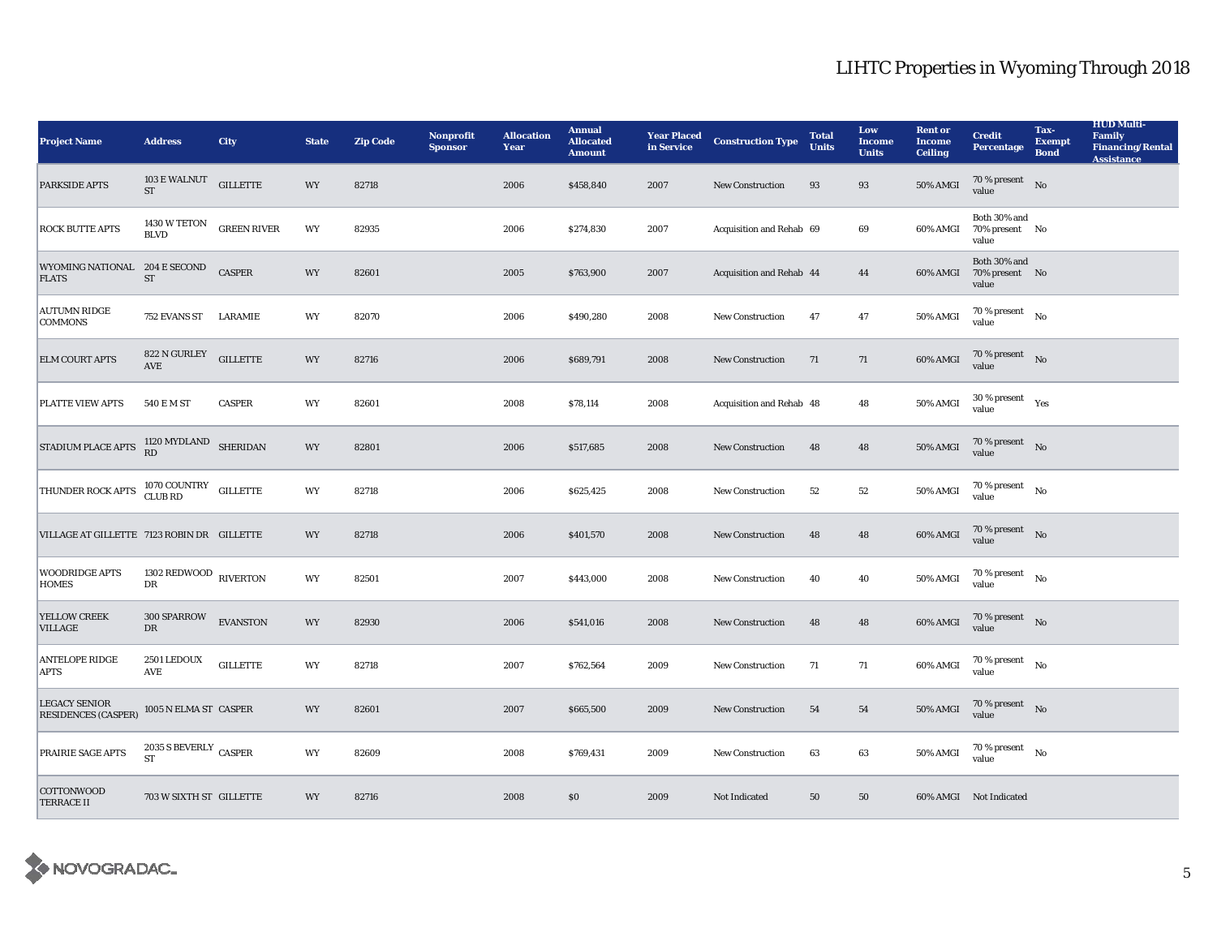# LIHTC Properties in Wyoming Through 2018

| Project Name | Address | City | State | Zip Code | Nonprofit Sponsor | Allocation Year | Annual Allocated Amount | Year Placed in Service | Construction Type | Total Units | Low Income Units | Rent or Income Ceiling | Credit Percentage | Tax-Exempt Bond | HUD Multi-Family Financing/Rental Assistance |
|---|---|---|---|---|---|---|---|---|---|---|---|---|---|---|---|
| PARKSIDE APTS | 103 E WALNUT ST | GILLETTE | WY | 82718 | | 2006 | $458,840 | 2007 | New Construction | 93 | 93 | 50% AMGI | 70 % present value | No | |
| ROCK BUTTE APTS | 1430 W TETON BLVD | GREEN RIVER | WY | 82935 | | 2006 | $274,830 | 2007 | Acquisition and Rehab | 69 | 69 | 60% AMGI | Both 30% and 70% present value | No | |
| WYOMING NATIONAL FLATS | 204 E SECOND ST | CASPER | WY | 82601 | | 2005 | $763,900 | 2007 | Acquisition and Rehab | 44 | 44 | 60% AMGI | Both 30% and 70% present value | No | |
| AUTUMN RIDGE COMMONS | 752 EVANS ST | LARAMIE | WY | 82070 | | 2006 | $490,280 | 2008 | New Construction | 47 | 47 | 50% AMGI | 70 % present value | No | |
| ELM COURT APTS | 822 N GURLEY AVE | GILLETTE | WY | 82716 | | 2006 | $689,791 | 2008 | New Construction | 71 | 71 | 60% AMGI | 70 % present value | No | |
| PLATTE VIEW APTS | 540 E M ST | CASPER | WY | 82601 | | 2008 | $78,114 | 2008 | Acquisition and Rehab | 48 | 48 | 50% AMGI | 30 % present value | Yes | |
| STADIUM PLACE APTS | 1120 MYDLAND RD | SHERIDAN | WY | 82801 | | 2006 | $517,685 | 2008 | New Construction | 48 | 48 | 50% AMGI | 70 % present value | No | |
| THUNDER ROCK APTS | 1070 COUNTRY CLUB RD | GILLETTE | WY | 82718 | | 2006 | $625,425 | 2008 | New Construction | 52 | 52 | 50% AMGI | 70 % present value | No | |
| VILLAGE AT GILLETTE | 7123 ROBIN DR | GILLETTE | WY | 82718 | | 2006 | $401,570 | 2008 | New Construction | 48 | 48 | 60% AMGI | 70 % present value | No | |
| WOODRIDGE APTS HOMES | 1302 REDWOOD DR | RIVERTON | WY | 82501 | | 2007 | $443,000 | 2008 | New Construction | 40 | 40 | 50% AMGI | 70 % present value | No | |
| YELLOW CREEK VILLAGE | 300 SPARROW DR | EVANSTON | WY | 82930 | | 2006 | $541,016 | 2008 | New Construction | 48 | 48 | 60% AMGI | 70 % present value | No | |
| ANTELOPE RIDGE APTS | 2501 LEDOUX AVE | GILLETTE | WY | 82718 | | 2007 | $762,564 | 2009 | New Construction | 71 | 71 | 60% AMGI | 70 % present value | No | |
| LEGACY SENIOR RESIDENCES (CASPER) | 1005 N ELMA ST | CASPER | WY | 82601 | | 2007 | $665,500 | 2009 | New Construction | 54 | 54 | 50% AMGI | 70 % present value | No | |
| PRAIRIE SAGE APTS | 2035 S BEVERLY ST | CASPER | WY | 82609 | | 2008 | $769,431 | 2009 | New Construction | 63 | 63 | 50% AMGI | 70 % present value | No | |
| COTTONWOOD TERRACE II | 703 W SIXTH ST | GILLETTE | WY | 82716 | | 2008 | $0 | 2009 | Not Indicated | 50 | 50 | 60% AMGI | Not Indicated | | |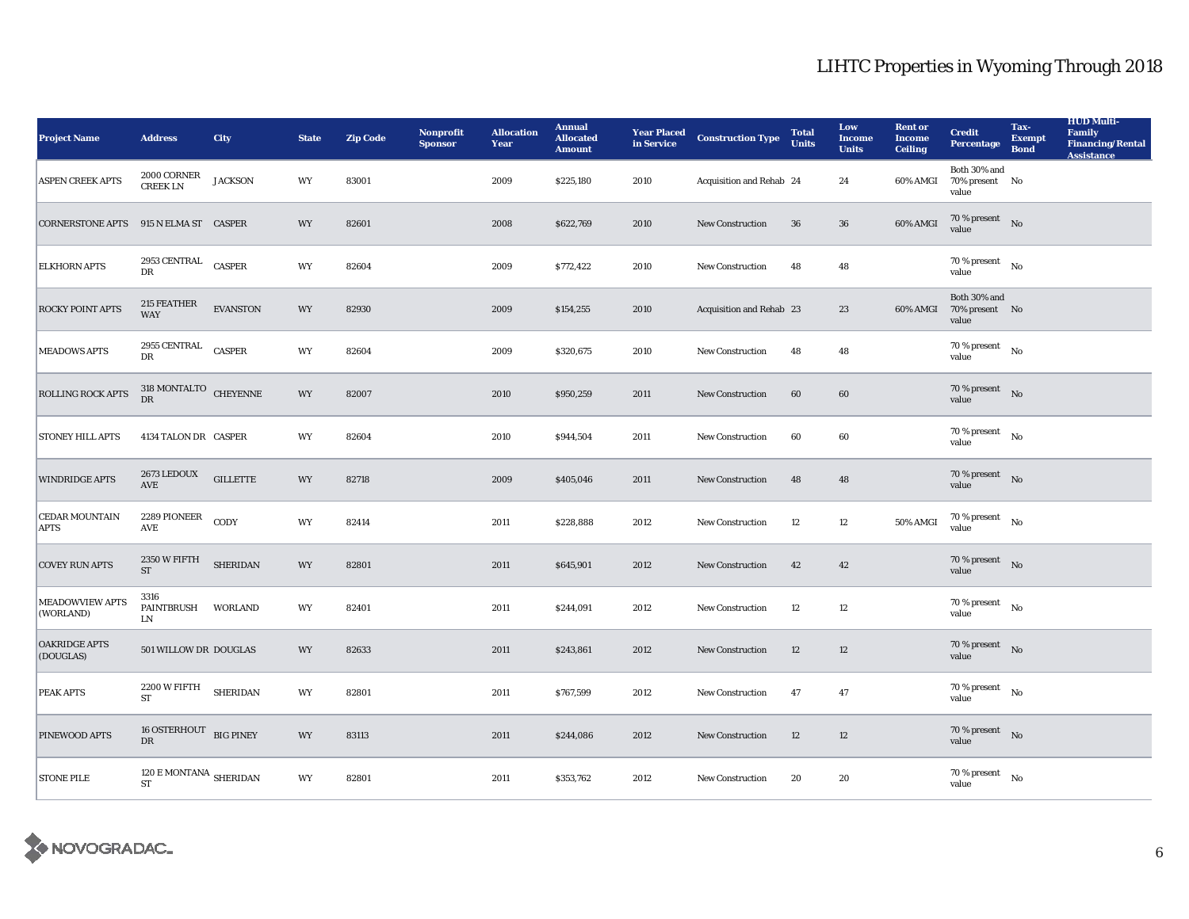# LIHTC Properties in Wyoming Through 2018

| Project Name | Address | City | State | Zip Code | Nonprofit Sponsor | Allocation Year | Annual Allocated Amount | Year Placed in Service | Construction Type | Total Units | Low Income Units | Rent or Income Ceiling | Credit Percentage | Tax-Exempt Bond | HUD Multi-Family Financing/Rental Assistance |
|---|---|---|---|---|---|---|---|---|---|---|---|---|---|---|---|
| ASPEN CREEK APTS | 2000 CORNER CREEK LN | JACKSON | WY | 83001 | | 2009 | $225,180 | 2010 | Acquisition and Rehab | 24 | 24 | 60% AMGI | Both 30% and 70% present value | No | |
| CORNERSTONE APTS | 915 N ELMA ST | CASPER | WY | 82601 | | 2008 | $622,769 | 2010 | New Construction | 36 | 36 | 60% AMGI | 70 % present value | No | |
| ELKHORN APTS | 2953 CENTRAL DR | CASPER | WY | 82604 | | 2009 | $772,422 | 2010 | New Construction | 48 | 48 | | 70 % present value | No | |
| ROCKY POINT APTS | 215 FEATHER WAY | EVANSTON | WY | 82930 | | 2009 | $154,255 | 2010 | Acquisition and Rehab | 23 | 23 | 60% AMGI | Both 30% and 70% present value | No | |
| MEADOWS APTS | 2955 CENTRAL DR | CASPER | WY | 82604 | | 2009 | $320,675 | 2010 | New Construction | 48 | 48 | | 70 % present value | No | |
| ROLLING ROCK APTS | 318 MONTALTO DR | CHEYENNE | WY | 82007 | | 2010 | $950,259 | 2011 | New Construction | 60 | 60 | | 70 % present value | No | |
| STONEY HILL APTS | 4134 TALON DR | CASPER | WY | 82604 | | 2010 | $944,504 | 2011 | New Construction | 60 | 60 | | 70 % present value | No | |
| WINDRIDGE APTS | 2673 LEDOUX AVE | GILLETTE | WY | 82718 | | 2009 | $405,046 | 2011 | New Construction | 48 | 48 | | 70 % present value | No | |
| CEDAR MOUNTAIN APTS | 2289 PIONEER AVE | CODY | WY | 82414 | | 2011 | $228,888 | 2012 | New Construction | 12 | 12 | 50% AMGI | 70 % present value | No | |
| COVEY RUN APTS | 2350 W FIFTH ST | SHERIDAN | WY | 82801 | | 2011 | $645,901 | 2012 | New Construction | 42 | 42 | | 70 % present value | No | |
| MEADOWVIEW APTS (WORLAND) | 3316 PAINTBRUSH LN | WORLAND | WY | 82401 | | 2011 | $244,091 | 2012 | New Construction | 12 | 12 | | 70 % present value | No | |
| OAKRIDGE APTS (DOUGLAS) | 501 WILLOW DR | DOUGLAS | WY | 82633 | | 2011 | $243,861 | 2012 | New Construction | 12 | 12 | | 70 % present value | No | |
| PEAK APTS | 2200 W FIFTH ST | SHERIDAN | WY | 82801 | | 2011 | $767,599 | 2012 | New Construction | 47 | 47 | | 70 % present value | No | |
| PINEWOOD APTS | 16 OSTERHOUT DR | BIG PINEY | WY | 83113 | | 2011 | $244,086 | 2012 | New Construction | 12 | 12 | | 70 % present value | No | |
| STONE PILE | 120 E MONTANA ST | SHERIDAN | WY | 82801 | | 2011 | $353,762 | 2012 | New Construction | 20 | 20 | | 70 % present value | No | |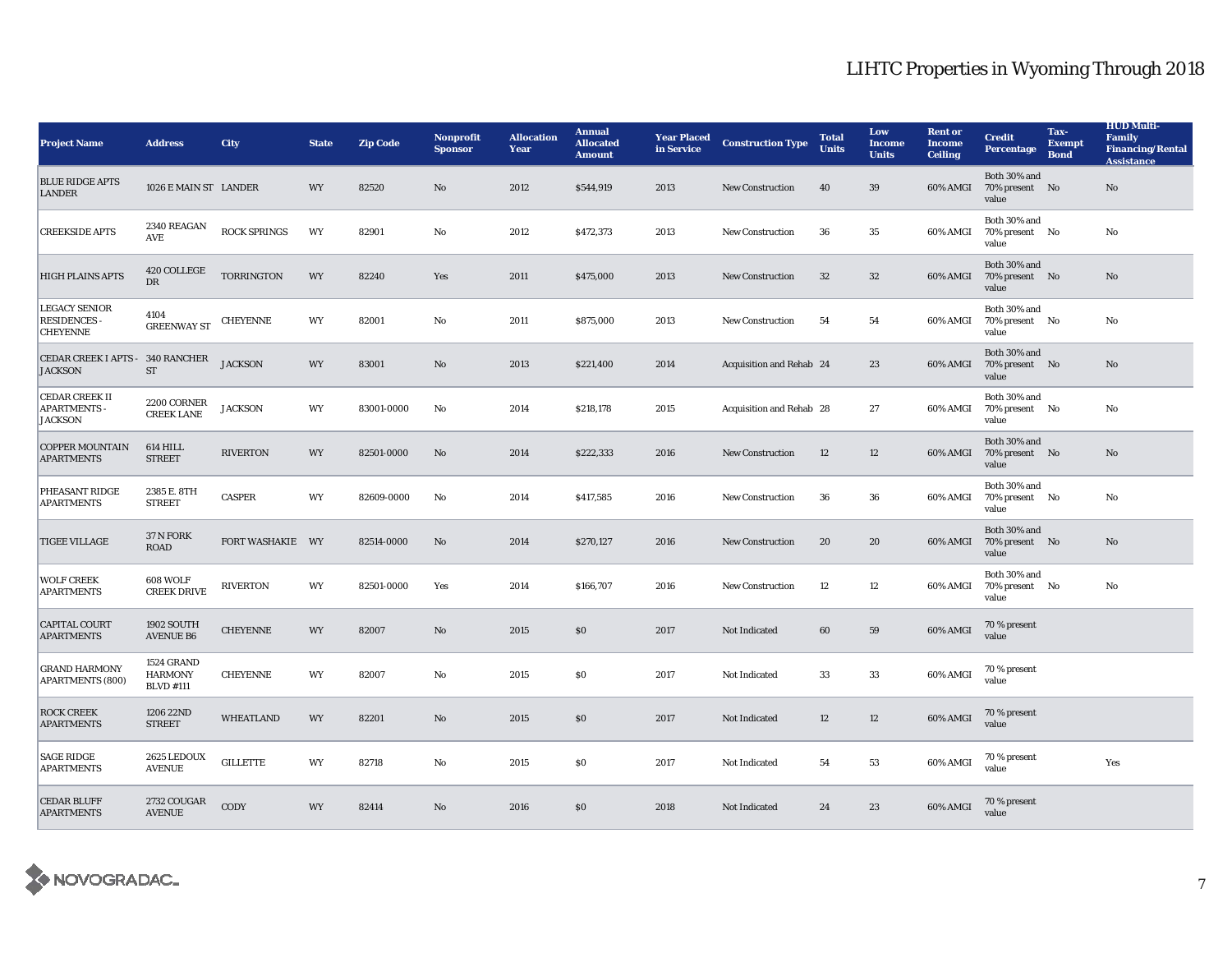# LIHTC Properties in Wyoming Through 2018

| Project Name | Address | City | State | Zip Code | Nonprofit Sponsor | Allocation Year | Annual Allocated Amount | Year Placed in Service | Construction Type | Total Units | Low Income Units | Rent or Income Ceiling | Credit Percentage | Tax-Exempt Bond | HUD Multi-Family Financing/Rental Assistance |
|---|---|---|---|---|---|---|---|---|---|---|---|---|---|---|---|
| BLUE RIDGE APTS LANDER | 1026 E MAIN ST | LANDER | WY | 82520 | No | 2012 | $544,919 | 2013 | New Construction | 40 | 39 | 60% AMGI | Both 30% and 70% present value | No | No |
| CREEKSIDE APTS | 2340 REAGAN AVE | ROCK SPRINGS | WY | 82901 | No | 2012 | $472,373 | 2013 | New Construction | 36 | 35 | 60% AMGI | Both 30% and 70% present value | No | No |
| HIGH PLAINS APTS | 420 COLLEGE DR | TORRINGTON | WY | 82240 | Yes | 2011 | $475,000 | 2013 | New Construction | 32 | 32 | 60% AMGI | Both 30% and 70% present value | No | No |
| LEGACY SENIOR RESIDENCES - CHEYENNE | 4104 GREENWAY ST | CHEYENNE | WY | 82001 | No | 2011 | $875,000 | 2013 | New Construction | 54 | 54 | 60% AMGI | Both 30% and 70% present value | No | No |
| CEDAR CREEK I APTS - JACKSON | 340 RANCHER ST | JACKSON | WY | 83001 | No | 2013 | $221,400 | 2014 | Acquisition and Rehab | 24 | 23 | 60% AMGI | Both 30% and 70% present value | No | No |
| CEDAR CREEK II APARTMENTS - JACKSON | 2200 CORNER CREEK LANE | JACKSON | WY | 83001-0000 | No | 2014 | $218,178 | 2015 | Acquisition and Rehab | 28 | 27 | 60% AMGI | Both 30% and 70% present value | No | No |
| COPPER MOUNTAIN APARTMENTS | 614 HILL STREET | RIVERTON | WY | 82501-0000 | No | 2014 | $222,333 | 2016 | New Construction | 12 | 12 | 60% AMGI | Both 30% and 70% present value | No | No |
| PHEASANT RIDGE APARTMENTS | 2385 E. 8TH STREET | CASPER | WY | 82609-0000 | No | 2014 | $417,585 | 2016 | New Construction | 36 | 36 | 60% AMGI | Both 30% and 70% present value | No | No |
| TIGEE VILLAGE | 37 N FORK ROAD | FORT WASHAKIE | WY | 82514-0000 | No | 2014 | $270,127 | 2016 | New Construction | 20 | 20 | 60% AMGI | Both 30% and 70% present value | No | No |
| WOLF CREEK APARTMENTS | 608 WOLF CREEK DRIVE | RIVERTON | WY | 82501-0000 | Yes | 2014 | $166,707 | 2016 | New Construction | 12 | 12 | 60% AMGI | Both 30% and 70% present value | No | No |
| CAPITAL COURT APARTMENTS | 1902 SOUTH AVENUE B6 | CHEYENNE | WY | 82007 | No | 2015 | $0 | 2017 | Not Indicated | 60 | 59 | 60% AMGI | 70 % present value | | |
| GRAND HARMONY APARTMENTS (800) | 1524 GRAND HARMONY BLVD #111 | CHEYENNE | WY | 82007 | No | 2015 | $0 | 2017 | Not Indicated | 33 | 33 | 60% AMGI | 70 % present value | | |
| ROCK CREEK APARTMENTS | 1206 22ND STREET | WHEATLAND | WY | 82201 | No | 2015 | $0 | 2017 | Not Indicated | 12 | 12 | 60% AMGI | 70 % present value | | |
| SAGE RIDGE APARTMENTS | 2625 LEDOUX AVENUE | GILLETTE | WY | 82718 | No | 2015 | $0 | 2017 | Not Indicated | 54 | 53 | 60% AMGI | 70 % present value | | Yes |
| CEDAR BLUFF APARTMENTS | 2732 COUGAR AVENUE | CODY | WY | 82414 | No | 2016 | $0 | 2018 | Not Indicated | 24 | 23 | 60% AMGI | 70 % present value | | |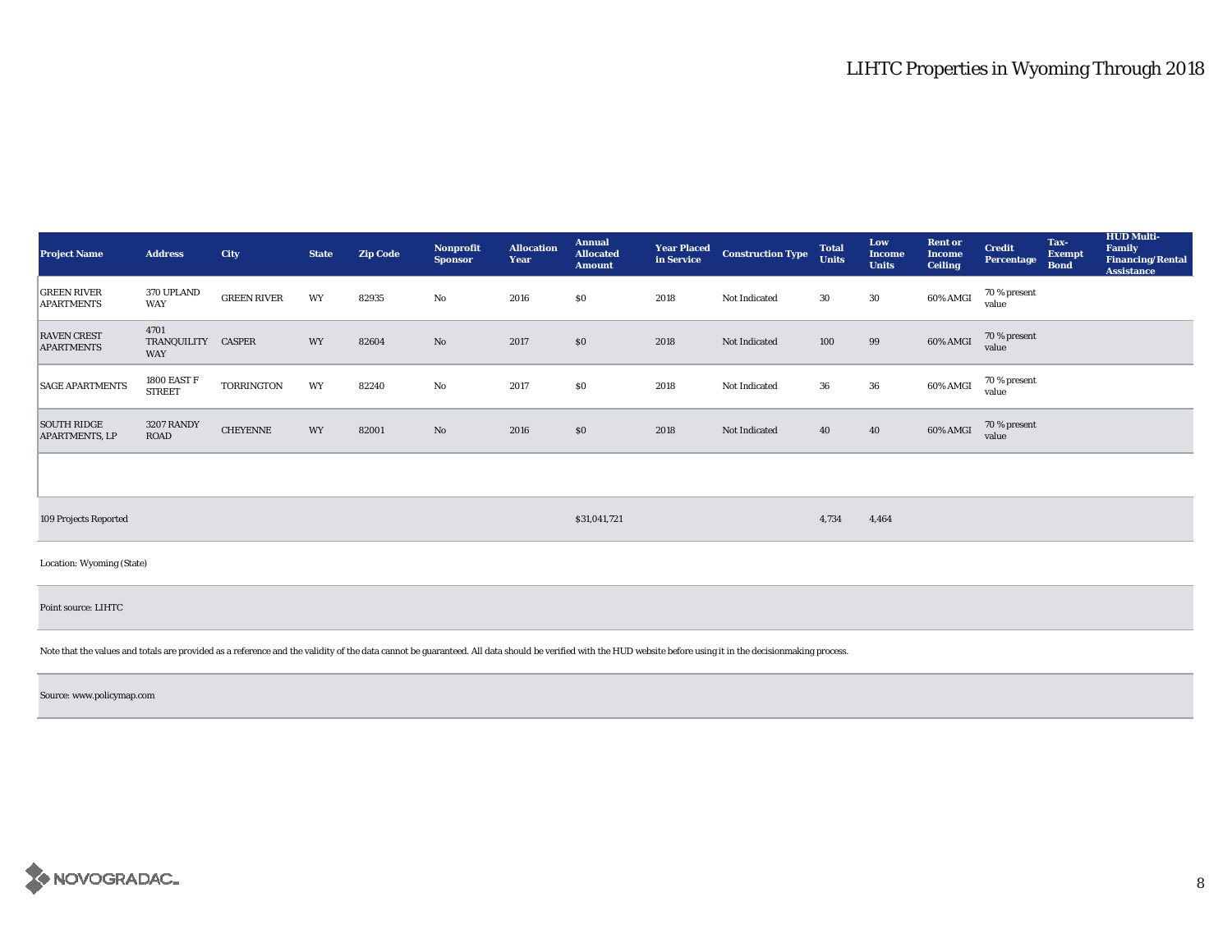| Project Name | Address | City | State | Zip Code | Nonprofit Sponsor | Allocation Year | Annual Allocated Amount | Year Placed in Service | Construction Type | Total Units | Low Income Units | Rent or Income Ceiling | Credit Percentage | Tax-Exempt Bond | HUD Multi-Family Financing/Rental Assistance |
|---|---|---|---|---|---|---|---|---|---|---|---|---|---|---|---|
| GREEN RIVER APARTMENTS | 370 UPLAND WAY | GREEN RIVER | WY | 82935 | No | 2016 | $0 | 2018 | Not Indicated | 30 | 30 | 60% AMGI | 70 % present value | | |
| RAVEN CREST APARTMENTS | 4701 TRANQUILITY WAY | CASPER | WY | 82604 | No | 2017 | $0 | 2018 | Not Indicated | 100 | 99 | 60% AMGI | 70 % present value | | |
| SAGE APARTMENTS | 1800 EAST F STREET | TORRINGTON | WY | 82240 | No | 2017 | $0 | 2018 | Not Indicated | 36 | 36 | 60% AMGI | 70 % present value | | |
| SOUTH RIDGE APARTMENTS, LP | 3207 RANDY ROAD | CHEYENNE | WY | 82001 | No | 2016 | $0 | 2018 | Not Indicated | 40 | 40 | 60% AMGI | 70 % present value | | |
| | | | | | | | | | | | | | | | |
| 109 Projects Reported | | | | | | | $31,041,721 | | | 4,734 | 4,464 | | | | |

Location: Wyoming (State)

Point source: LIHTC

Note that the values and totals are provided as a reference and the validity of the data cannot be guaranteed. All data should be verified with the HUD website before using it in the decisionmaking process.

Source: www.policymap.com